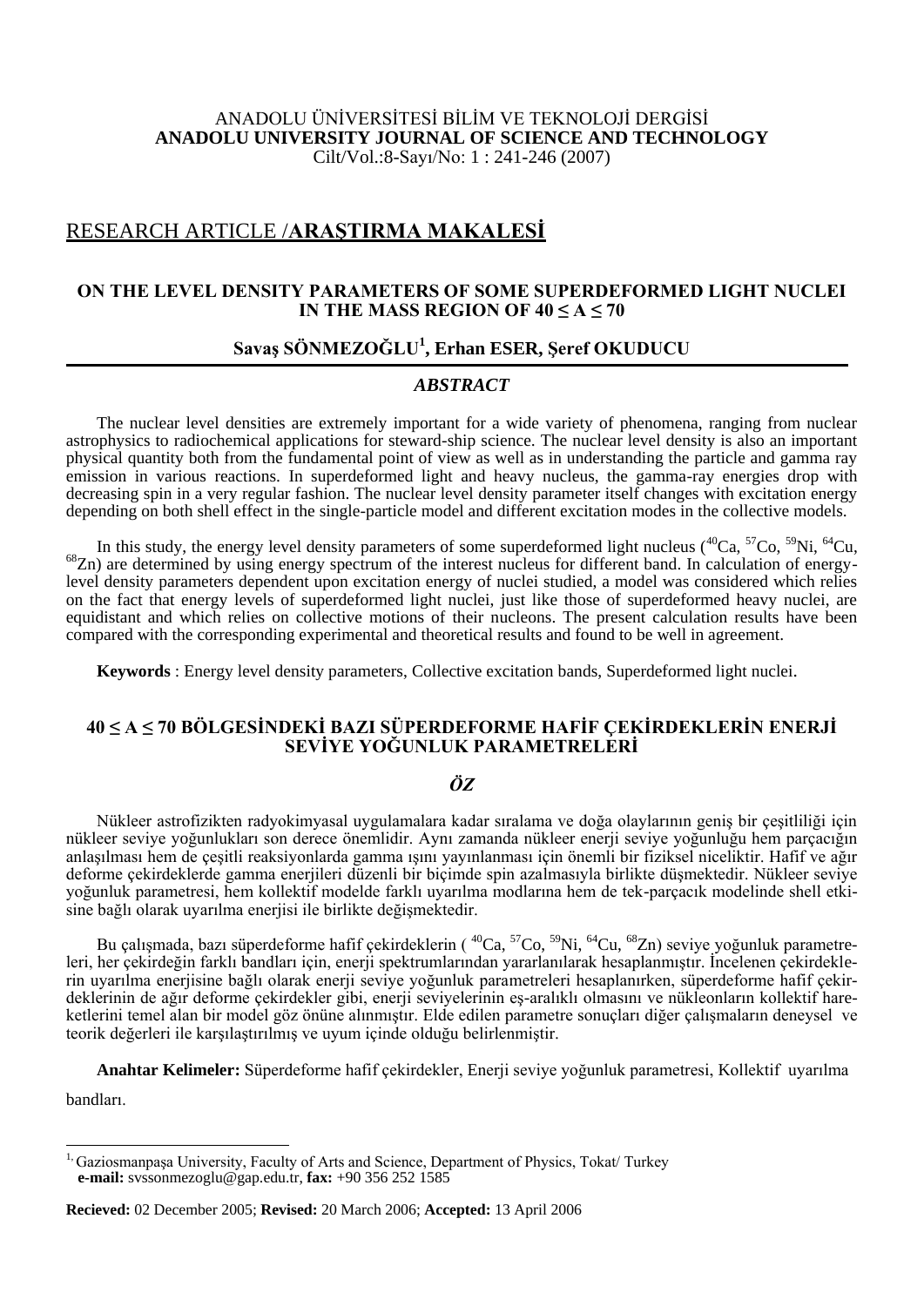ANADOLU ÜNİVERSİTESİ BİLİM VE TEKNOLOJİ DERGİSİ
**ANADOLU UNIVERSITY JOURNAL OF SCIENCE AND TECHNOLOGY**
Cilt/Vol.:8-Sayı/No: 1 : 241-246 (2007)

## RESEARCH ARTICLE /**ARAŞTIRMA MAKALESİ**

# ON THE LEVEL DENSITY PARAMETERS OF SOME SUPERDEFORMED LIGHT NUCLEI IN THE MASS REGION OF $40 \leq A \leq 70$

**Savaş SÖNMEZOĞLU[1], Erhan ESER, Şeref OKUDUCU**

### *ABSTRACT*

The nuclear level densities are extremely important for a wide variety of phenomena, ranging from nuclear astrophysics to radiochemical applications for steward-ship science. The nuclear level density is also an important physical quantity both from the fundamental point of view as well as in understanding the particle and gamma ray emission in various reactions. In superdeformed light and heavy nucleus, the gamma-ray energies drop with decreasing spin in a very regular fashion. The nuclear level density parameter itself changes with excitation energy depending on both shell effect in the single-particle model and different excitation modes in the collective models.

In this study, the energy level density parameters of some superdeformed light nucleus ($^{40}$Ca, $^{57}$Co, $^{59}$Ni, $^{64}$Cu, $^{68}$Zn) are determined by using energy spectrum of the interest nucleus for different band. In calculation of energy-level density parameters dependent upon excitation energy of nuclei studied, a model was considered which relies on the fact that energy levels of superdeformed light nuclei, just like those of superdeformed heavy nuclei, are equidistant and which relies on collective motions of their nucleons. The present calculation results have been compared with the corresponding experimental and theoretical results and found to be well in agreement.

**Keywords** : Energy level density parameters, Collective excitation bands, Superdeformed light nuclei.

# $40 \leq A \leq 70$ BÖLGESİNDEKİ BAZI SÜPERDEFORME HAFİF ÇEKİRDEKLERİN ENERJİ SEVİYE YOĞUNLUK PARAMETRELERİ

### *ÖZ*

Nükleer astrofizikten radyokimyasal uygulamalara kadar sıralama ve doğa olaylarının geniş bir çeşitliliği için nükleer seviye yoğunlukları son derece önemlidir. Aynı zamanda nükleer enerji seviye yoğunluğu hem parçacığın anlaşılması hem de çeşitli reaksiyonlarda gamma ışını yayınlanması için önemli bir fiziksel niceliktir. Hafif ve ağır deforme çekirdeklerde gamma enerjileri düzenli bir biçimde spin azalmasıyla birlikte düşmektedir. Nükleer seviye yoğunluk parametresi, hem kollektif modelde farklı uyarılma modlarına hem de tek-parçacık modelinde shell etkisine bağlı olarak uyarılma enerjisi ile birlikte değişmektedir.

Bu çalışmada, bazı süperdeforme hafif çekirdeklerin ( $^{40}$Ca, $^{57}$Co, $^{59}$Ni, $^{64}$Cu, $^{68}$Zn) seviye yoğunluk parametreleri, her çekirdeğin farklı bandları için, enerji spektrumlarından yararlanılarak hesaplanmıştır. İncelenen çekirdeklerin uyarılma enerjisine bağlı olarak enerji seviye yoğunluk parametreleri hesaplanırken, süperdeforme hafif çekirdeklerinin de ağır deforme çekirdekler gibi, enerji seviyelerinin eş-aralıklı olmasını ve nükleonların kollektif hareketlerini temel alan bir model göz önüne alınmıştır. Elde edilen parametre sonuçları diğer çalışmaların deneysel ve teorik değerleri ile karşılaştırılmış ve uyum içinde olduğu belirlenmiştir.

**Anahtar Kelimeler:** Süperdeforme hafif çekirdekler, Enerji seviye yoğunluk parametresi, Kollektif uyarılma bandları.

---

[1,] Gaziosmanpaşa University, Faculty of Arts and Science, Department of Physics, Tokat/ Turkey
**e-mail:** svssonmezoglu@gap.edu.tr, **fax:** +90 356 252 1585

**Recieved:** 02 December 2005; **Revised:** 20 March 2006; **Accepted:** 13 April 2006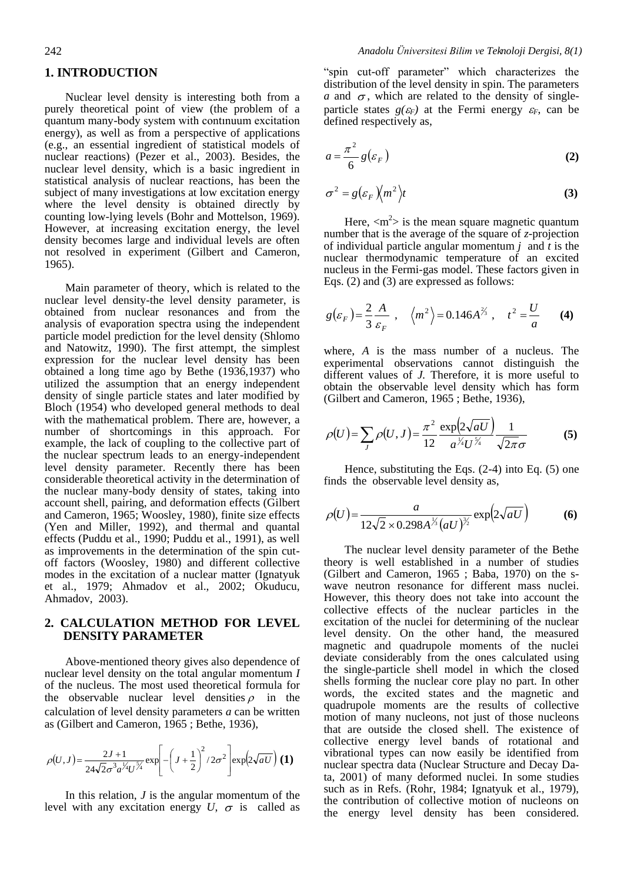## 1. INTRODUCTION

Nuclear level density is interesting both from a purely theoretical point of view (the problem of a quantum many-body system with contınuum excitation energy), as well as from a perspective of applications (e.g., an essential ingredient of statistical models of nuclear reactions) (Pezer et al., 2003). Besides, the nuclear level density, which is a basic ingredient in statistical analysis of nuclear reactions, has been the subject of many investigations at low excitation energy where the level density is obtained directly by counting low-lying levels (Bohr and Mottelson, 1969). However, at increasing excitation energy, the level density becomes large and individual levels are often not resolved in experiment (Gilbert and Cameron, 1965).

Main parameter of theory, which is related to the nuclear level density-the level density parameter, is obtained from nuclear resonances and from the analysis of evaporation spectra using the independent particle model prediction for the level density (Shlomo and Natowitz, 1990). The first attempt, the simplest expression for the nuclear level density has been obtained a long time ago by Bethe (1936,1937) who utilized the assumption that an energy independent density of single particle states and later modified by Bloch (1954) who developed general methods to deal with the mathematical problem. There are, however, a number of shortcomings in this approach. For example, the lack of coupling to the collective part of the nuclear spectrum leads to an energy-independent level density parameter. Recently there has been considerable theoretical activity in the determination of the nuclear many-body density of states, taking into account shell, pairing, and deformation effects (Gilbert and Cameron, 1965; Woosley, 1980), finite size effects (Yen and Miller, 1992), and thermal and quantal effects (Puddu et al., 1990; Puddu et al., 1991), as well as improvements in the determination of the spin cut-off factors (Woosley, 1980) and different collective modes in the excitation of a nuclear matter (Ignatyuk et al., 1979; Ahmadov et al., 2002; Okuducu, Ahmadov, 2003).

## 2. CALCULATION METHOD FOR LEVEL DENSITY PARAMETER

Above-mentioned theory gives also dependence of nuclear level density on the total angular momentum $I$ of the nucleus. The most used theoretical formula for the observable nuclear level densities $\rho$ in the calculation of level density parameters $a$ can be written as (Gilbert and Cameron, 1965 ; Bethe, 1936),

$$\rho(U,J)=\frac{2J+1}{24\sqrt{2}\sigma^3 a^{1/4}U^{5/4}}\exp\left[-\left(J+\frac{1}{2}\right)^2/2\sigma^2\right]\exp\left(2\sqrt{aU}\right) \quad \textbf{(1)}$$

In this relation, $J$ is the angular momentum of the level with any excitation energy $U$, $\sigma$ is called as "spin cut-off parameter" which characterizes the distribution of the level density in spin. The parameters $a$ and $\sigma$, which are related to the density of single-particle states $g(\varepsilon_F)$ at the Fermi energy $\varepsilon_F$, can be defined respectively as,

$$a=\frac{\pi^2}{6}g(\varepsilon_F) \quad \textbf{(2)}$$

$$\sigma^2=g(\varepsilon_F)\langle m^2\rangle t \quad \textbf{(3)}$$

Here, $\langle m^2\rangle$ is the mean square magnetic quantum number that is the average of the square of $z$-projection of individual particle angular momentum $j$ and $t$ is the nuclear thermodynamic temperature of an excited nucleus in the Fermi-gas model. These factors given in Eqs. (2) and (3) are expressed as follows:

$$g(\varepsilon_F)=\frac{2}{3}\frac{A}{\varepsilon_F}\ , \quad \langle m^2\rangle=0.146A^{2/3}\ , \quad t^2=\frac{U}{a} \quad \textbf{(4)}$$

where, $A$ is the mass number of a nucleus. The experimental observations cannot distinguish the different values of $J$. Therefore, it is more useful to obtain the observable level density which has form (Gilbert and Cameron, 1965 ; Bethe, 1936),

$$\rho(U)=\sum_J \rho(U,J)=\frac{\pi^2}{12}\frac{\exp\left(2\sqrt{aU}\right)}{a^{1/4}U^{5/4}}\frac{1}{\sqrt{2\pi}\sigma} \quad \textbf{(5)}$$

Hence, substituting the Eqs. (2-4) into Eq. (5) one finds the observable level density as,

$$\rho(U)=\frac{a}{12\sqrt{2}\times 0.298A^{1/3}(aU)^{3/2}}\exp\left(2\sqrt{aU}\right) \quad \textbf{(6)}$$

The nuclear level density parameter of the Bethe theory is well established in a number of studies (Gilbert and Cameron, 1965 ; Baba, 1970) on the s-wave neutron resonance for different mass nuclei. However, this theory does not take into account the collective effects of the nuclear particles in the excitation of the nuclei for determining of the nuclear level density. On the other hand, the measured magnetic and quadrupole moments of the nuclei deviate considerably from the ones calculated using the single-particle shell model in which the closed shells forming the nuclear core play no part. In other words, the excited states and the magnetic and quadrupole moments are the results of collective motion of many nucleons, not just of those nucleons that are outside the closed shell. The existence of collective energy level bands of rotational and vibrational types can now easily be identified from nuclear spectra data (Nuclear Structure and Decay Data, 2001) of many deformed nuclei. In some studies such as in Refs. (Rohr, 1984; Ignatyuk et al., 1979), the contribution of collective motion of nucleons on the energy level density has been considered.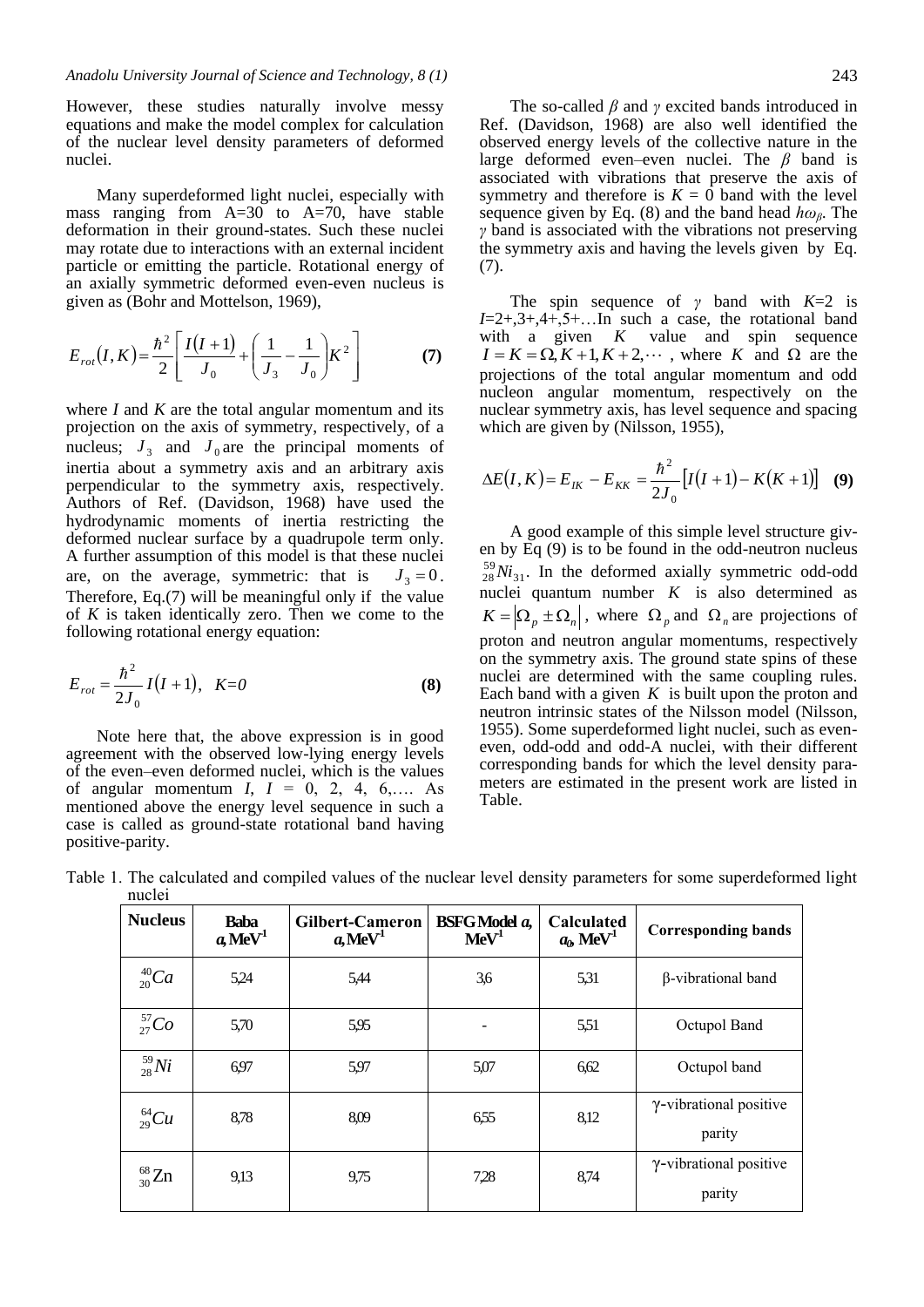However, these studies naturally involve messy equations and make the model complex for calculation of the nuclear level density parameters of deformed nuclei.

Many superdeformed light nuclei, especially with mass ranging from A=30 to A=70, have stable deformation in their ground-states. Such these nuclei may rotate due to interactions with an external incident particle or emitting the particle. Rotational energy of an axially symmetric deformed even-even nucleus is given as (Bohr and Mottelson, 1969),

$$E_{rot}(I,K)=\frac{\hbar^2}{2}\left[\frac{I(I+1)}{J_0}+\left(\frac{1}{J_3}-\frac{1}{J_0}\right)K^2\right] \quad \textbf{(7)}$$

where *I* and *K* are the total angular momentum and its projection on the axis of symmetry, respectively, of a nucleus; $J_3$ and $J_0$ are the principal moments of inertia about a symmetry axis and an arbitrary axis perpendicular to the symmetry axis, respectively. Authors of Ref. (Davidson, 1968) have used the hydrodynamic moments of inertia restricting the deformed nuclear surface by a quadrupole term only. A further assumption of this model is that these nuclei are, on the average, symmetric: that is $J_3 = 0$. Therefore, Eq.(7) will be meaningful only if the value of *K* is taken identically zero. Then we come to the following rotational energy equation:

$$E_{rot}=\frac{\hbar^2}{2J_0}I(I+1), \quad K=0 \quad \textbf{(8)}$$

Note here that, the above expression is in good agreement with the observed low-lying energy levels of the even–even deformed nuclei, which is the values of angular momentum *I*, *I* = 0, 2, 4, 6,…. As mentioned above the energy level sequence in such a case is called as ground-state rotational band having positive-parity.

The so-called $\beta$ and $\gamma$ excited bands introduced in Ref. (Davidson, 1968) are also well identified the observed energy levels of the collective nature in the large deformed even–even nuclei. The $\beta$ band is associated with vibrations that preserve the axis of symmetry and therefore is $K = 0$ band with the level sequence given by Eq. (8) and the band head $\hbar\omega_\beta$. The $\gamma$ band is associated with the vibrations not preserving the symmetry axis and having the levels given by Eq. (7).

The spin sequence of $\gamma$ band with $K$=2 is $I$=2+,3+,4+,5+…In such a case, the rotational band with a given $K$ value and spin sequence $I = K = \Omega, K+1, K+2, \cdots$, where $K$ and $\Omega$ are the projections of the total angular momentum and odd nucleon angular momentum, respectively on the nuclear symmetry axis, has level sequence and spacing which are given by (Nilsson, 1955),

$$\Delta E(I,K)=E_{IK}-E_{KK}=\frac{\hbar^2}{2J_0}\left[I(I+1)-K(K+1)\right] \quad \textbf{(9)}$$

A good example of this simple level structure given by Eq (9) is to be found in the odd-neutron nucleus ${}^{59}_{28}Ni_{31}$. In the deformed axially symmetric odd-odd nuclei quantum number $K$ is also determined as $K = \left|\Omega_p \pm \Omega_n\right|$, where $\Omega_p$ and $\Omega_n$ are projections of proton and neutron angular momentums, respectively on the symmetry axis. The ground state spins of these nuclei are determined with the same coupling rules. Each band with a given $K$ is built upon the proton and neutron intrinsic states of the Nilsson model (Nilsson, 1955). Some superdeformed light nuclei, such as even-even, odd-odd and odd-A nuclei, with their different corresponding bands for which the level density parameters are estimated in the present work are listed in Table.

Table 1. The calculated and compiled values of the nuclear level density parameters for some superdeformed light nuclei

| Nucleus | Baba $a$, MeV$^{-1}$ | Gilbert-Cameron $a$, MeV$^{-1}$ | BSFG Model $a$, MeV$^{-1}$ | Calculated $a_0$, MeV$^{-1}$ | Corresponding bands |
|---|---|---|---|---|---|
| ${}^{40}_{20}Ca$ | 5,24 | 5,44 | 3,6 | 5,31 | β-vibrational band |
| ${}^{57}_{27}Co$ | 5,70 | 5,95 | - | 5,51 | Octupol Band |
| ${}^{59}_{28}Ni$ | 6,97 | 5,97 | 5,07 | 6,62 | Octupol band |
| ${}^{64}_{29}Cu$ | 8,78 | 8,09 | 6,55 | 8,12 | γ-vibrational positive parity |
| ${}^{68}_{30}Zn$ | 9,13 | 9,75 | 7,28 | 8,74 | γ-vibrational positive parity |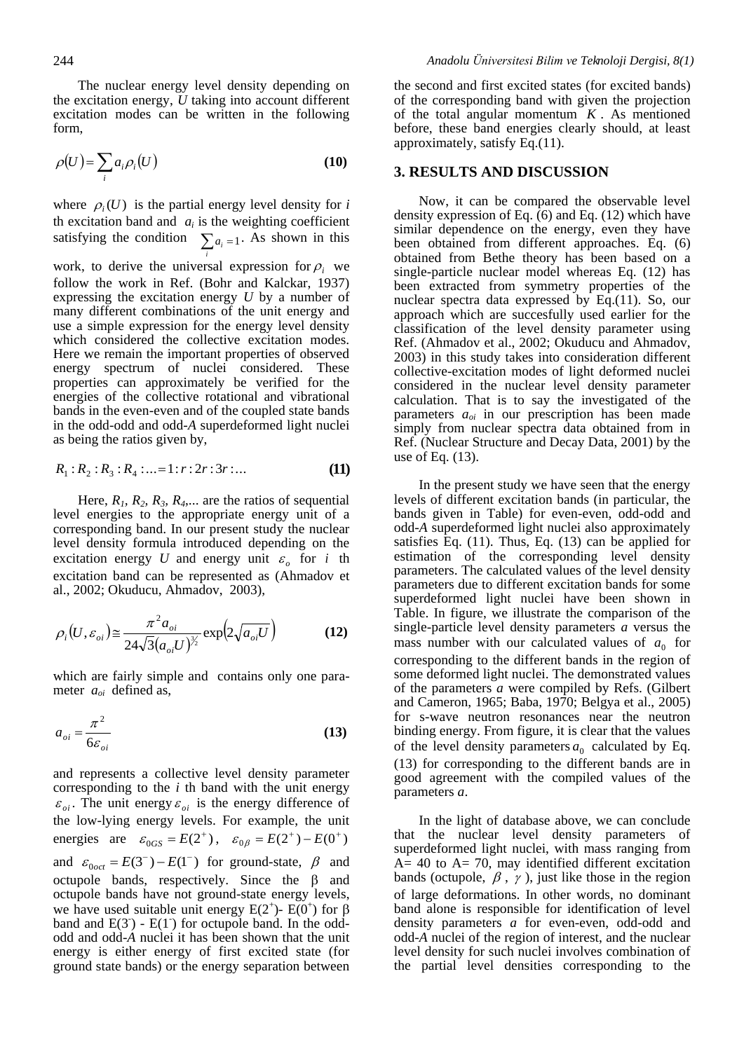The nuclear energy level density depending on the excitation energy, $U$ taking into account different excitation modes can be written in the following form,

$$\rho(U) = \sum_i a_i \rho_i(U) \tag{10}$$

where $\rho_i(U)$ is the partial energy level density for $i$ th excitation band and $a_i$ is the weighting coefficient satisfying the condition $\sum_i a_i = 1$. As shown in this work, to derive the universal expression for $\rho_i$ we follow the work in Ref. (Bohr and Kalckar, 1937) expressing the excitation energy $U$ by a number of many different combinations of the unit energy and use a simple expression for the energy level density which considered the collective excitation modes. Here we remain the important properties of observed energy spectrum of nuclei considered. These properties can approximately be verified for the energies of the collective rotational and vibrational bands in the even-even and of the coupled state bands in the odd-odd and odd-$A$ superdeformed light nuclei as being the ratios given by,

$$R_1 : R_2 : R_3 : R_4 : \ldots = 1 : r : 2r : 3r : \ldots \tag{11}$$

Here, $R_1$, $R_2$, $R_3$, $R_4$,... are the ratios of sequential level energies to the appropriate energy unit of a corresponding band. In our present study the nuclear level density formula introduced depending on the excitation energy $U$ and energy unit $\varepsilon_o$ for $i$ th excitation band can be represented as (Ahmadov et al., 2002; Okuducu, Ahmadov, 2003),

$$\rho_i(U, \varepsilon_{oi}) \cong \frac{\pi^2 a_{oi}}{24\sqrt{3}(a_{oi}U)^{3/2}} \exp\left(2\sqrt{a_{oi}U}\right) \tag{12}$$

which are fairly simple and contains only one parameter $a_{oi}$ defined as,

$$a_{oi} = \frac{\pi^2}{6\varepsilon_{oi}} \tag{13}$$

and represents a collective level density parameter corresponding to the $i$ th band with the unit energy $\varepsilon_{oi}$. The unit energy $\varepsilon_{oi}$ is the energy difference of the low-lying energy levels. For example, the unit energies are $\varepsilon_{0GS} = E(2^+)$, $\varepsilon_{0\beta} = E(2^+) - E(0^+)$ and $\varepsilon_{0oct} = E(3^-) - E(1^-)$ for ground-state, $\beta$ and octupole bands, respectively. Since the $\beta$ and octupole bands have not ground-state energy levels, we have used suitable unit energy $E(2^+)$- $E(0^+)$ for $\beta$ band and $E(3^-)$ - $E(1^-)$ for octupole band. In the odd-odd and odd-$A$ nuclei it has been shown that the unit energy is either energy of first excited state (for ground state bands) or the energy separation between the second and first excited states (for excited bands) of the corresponding band with given the projection of the total angular momentum $K$. As mentioned before, these band energies clearly should, at least approximately, satisfy Eq.(11).

## 3. RESULTS AND DISCUSSION

Now, it can be compared the observable level density expression of Eq. (6) and Eq. (12) which have similar dependence on the energy, even they have been obtained from different approaches. Eq. (6) obtained from Bethe theory has been based on a single-particle nuclear model whereas Eq. (12) has been extracted from symmetry properties of the nuclear spectra data expressed by Eq.(11). So, our approach which are succesfully used earlier for the classification of the level density parameter using Ref. (Ahmadov et al., 2002; Okuducu and Ahmadov, 2003) in this study takes into consideration different collective-excitation modes of light deformed nuclei considered in the nuclear level density parameter calculation. That is to say the investigated of the parameters $a_{oi}$ in our prescription has been made simply from nuclear spectra data obtained from in Ref. (Nuclear Structure and Decay Data, 2001) by the use of Eq. (13).

In the present study we have seen that the energy levels of different excitation bands (in particular, the bands given in Table) for even-even, odd-odd and odd-$A$ superdeformed light nuclei also approximately satisfies Eq. (11). Thus, Eq. (13) can be applied for estimation of the corresponding level density parameters. The calculated values of the level density parameters due to different excitation bands for some superdeformed light nuclei have been shown in Table. In figure, we illustrate the comparison of the single-particle level density parameters $a$ versus the mass number with our calculated values of $a_0$ for corresponding to the different bands in the region of some deformed light nuclei. The demonstrated values of the parameters $a$ were compiled by Refs. (Gilbert and Cameron, 1965; Baba, 1970; Belgya et al., 2005) for s-wave neutron resonances near the neutron binding energy. From figure, it is clear that the values of the level density parameters $a_0$ calculated by Eq. (13) for corresponding to the different bands are in good agreement with the compiled values of the parameters $a$.

In the light of database above, we can conclude that the nuclear level density parameters of superdeformed light nuclei, with mass ranging from A= 40 to A= 70, may identified different excitation bands (octupole, $\beta$, $\gamma$), just like those in the region of large deformations. In other words, no dominant band alone is responsible for identification of level density parameters $a$ for even-even, odd-odd and odd-$A$ nuclei of the region of interest, and the nuclear level density for such nuclei involves combination of the partial level densities corresponding to the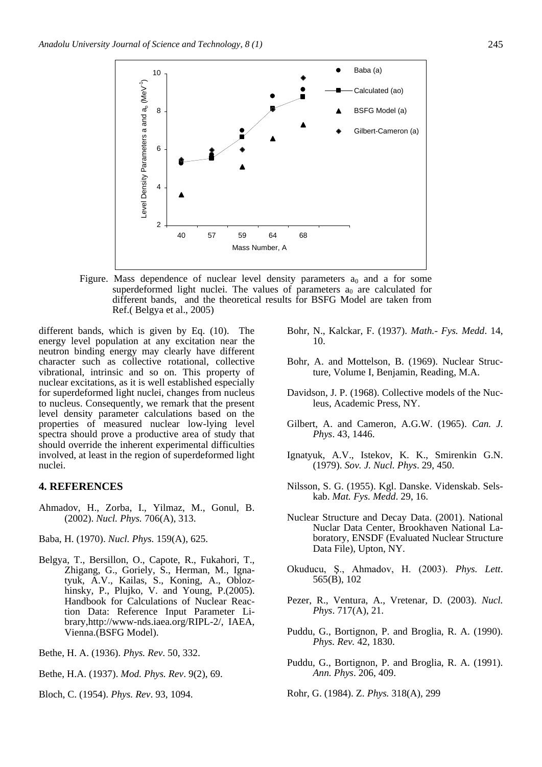Figure. Mass dependence of nuclear level density parameters $a_0$ and a for some superdeformed light nuclei. The values of parameters $a_0$ are calculated for different bands, and the theoretical results for BSFG Model are taken from Ref.( Belgya et al., 2005)

different bands, which is given by Eq. (10). The energy level population at any excitation near the neutron binding energy may clearly have different character such as collective rotational, collective vibrational, intrinsic and so on. This property of nuclear excitations, as it is well established especially for superdeformed light nuclei, changes from nucleus to nucleus. Consequently, we remark that the present level density parameter calculations based on the properties of measured nuclear low-lying level spectra should prove a productive area of study that should override the inherent experimental difficulties involved, at least in the region of superdeformed light nuclei.

## 4. REFERENCES

Ahmadov, H., Zorba, I., Yilmaz, M., Gonul, B. (2002). *Nucl. Phys.* 706(A), 313.

Baba, H. (1970). *Nucl. Phys.* 159(A), 625.

Belgya, T., Bersillon, O., Capote, R., Fukahori, T., Zhigang, G., Goriely, S., Herman, M., Ignatyuk, A.V., Kailas, S., Koning, A., Oblozhinsky, P., Plujko, V. and Young, P.(2005). Handbook for Calculations of Nuclear Reaction Data: Reference Input Parameter Library,http://www-nds.iaea.org/RIPL-2/, IAEA, Vienna.(BSFG Model).

Bethe, H. A. (1936). *Phys. Rev*. 50, 332.

Bethe, H.A. (1937). *Mod. Phys. Rev*. 9(2), 69.

Bloch, C. (1954). *Phys. Rev*. 93, 1094.

Bohr, N., Kalckar, F. (1937). *Math.- Fys. Medd*. 14, 10.

Bohr, A. and Mottelson, B. (1969). Nuclear Structure, Volume I, Benjamin, Reading, M.A.

Davidson, J. P. (1968). Collective models of the Nucleus, Academic Press, NY.

Gilbert, A. and Cameron, A.G.W. (1965). *Can. J. Phys*. 43, 1446.

Ignatyuk, A.V., Istekov, K. K., Smirenkin G.N. (1979). *Sov. J. Nucl. Phys*. 29, 450.

Nilsson, S. G. (1955). Kgl. Danske. Videnskab. Selskab. *Mat. Fys. Medd*. 29, 16.

Nuclear Structure and Decay Data. (2001). National Nuclar Data Center, Brookhaven National Laboratory, ENSDF (Evaluated Nuclear Structure Data File), Upton, NY.

Okuducu, Ş., Ahmadov, H. (2003). *Phys. Lett*. 565(B), 102

Pezer, R., Ventura, A., Vretenar, D. (2003). *Nucl. Phys*. 717(A), 21.

Puddu, G., Bortignon, P. and Broglia, R. A. (1990). *Phys. Rev.* 42, 1830.

Puddu, G., Bortignon, P. and Broglia, R. A. (1991). *Ann. Phys*. 206, 409.

Rohr, G. (1984). Z. *Phys.* 318(A), 299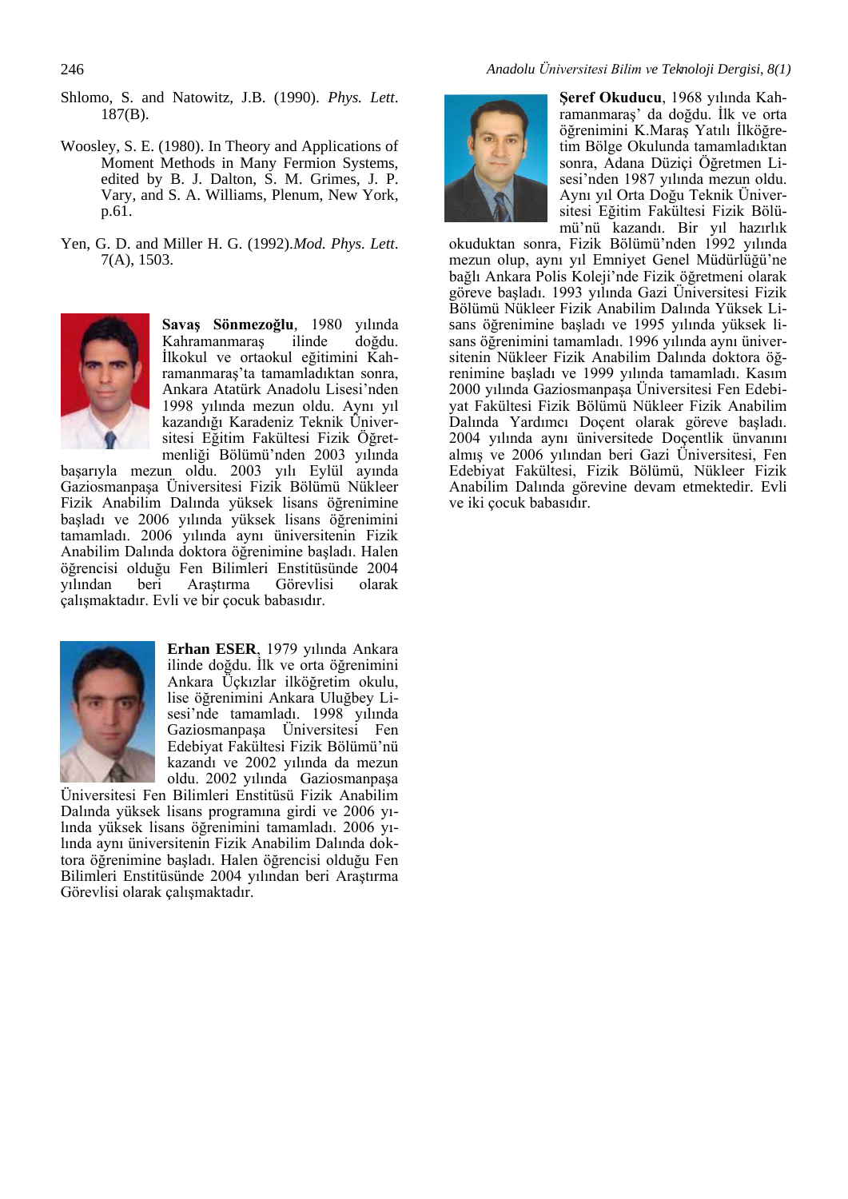Shlomo, S. and Natowitz, J.B. (1990). *Phys. Lett*. 187(B).

Woosley, S. E. (1980). In Theory and Applications of Moment Methods in Many Fermion Systems, edited by B. J. Dalton, S. M. Grimes, J. P. Vary, and S. A. Williams, Plenum, New York, p.61.

Yen, G. D. and Miller H. G. (1992).*Mod. Phys. Lett*. 7(A), 1503.

**Savaş Sönmezoğlu**, 1980 yılında Kahramanmaraş ilinde doğdu. İlkokul ve ortaokul eğitimini Kahramanmaraş'ta tamamladıktan sonra, Ankara Atatürk Anadolu Lisesi'nden 1998 yılında mezun oldu. Aynı yıl kazandığı Karadeniz Teknik Üniversitesi Eğitim Fakültesi Fizik Öğretmenliği Bölümü'nden 2003 yılında başarıyla mezun oldu. 2003 yılı Eylül ayında Gaziosmanpaşa Üniversitesi Fizik Bölümü Nükleer Fizik Anabilim Dalında yüksek lisans öğrenimine başladı ve 2006 yılında yüksek lisans öğrenimini tamamladı. 2006 yılında aynı üniversitenin Fizik Anabilim Dalında doktora öğrenimine başladı. Halen öğrencisi olduğu Fen Bilimleri Enstitüsünde 2004 yılından beri Araştırma Görevlisi olarak çalışmaktadır. Evli ve bir çocuk babasıdır.

**Erhan ESER**, 1979 yılında Ankara ilinde doğdu. İlk ve orta öğrenimini Ankara Üçkızlar ilköğretim okulu, lise öğrenimini Ankara Uluğbey Lisesi'nde tamamladı. 1998 yılında Gaziosmanpaşa Üniversitesi Fen Edebiyat Fakültesi Fizik Bölümü'nü kazandı ve 2002 yılında da mezun oldu. 2002 yılında Gaziosmanpaşa Üniversitesi Fen Bilimleri Enstitüsü Fizik Anabilim Dalında yüksek lisans programına girdi ve 2006 yılında yüksek lisans öğrenimini tamamladı. 2006 yılında aynı üniversitenin Fizik Anabilim Dalında doktora öğrenimine başladı. Halen öğrencisi olduğu Fen Bilimleri Enstitüsünde 2004 yılından beri Araştırma Görevlisi olarak çalışmaktadır.

**Şeref Okuducu**, 1968 yılında Kahramanmaraş' da doğdu. İlk ve orta öğrenimini K.Maraş Yatılı İlköğretim Bölge Okulunda tamamladıktan sonra, Adana Düziçi Öğretmen Lisesi'nden 1987 yılında mezun oldu. Aynı yıl Orta Doğu Teknik Üniversitesi Eğitim Fakültesi Fizik Bölümü'nü kazandı. Bir yıl hazırlık okuduktan sonra, Fizik Bölümü'nden 1992 yılında mezun olup, aynı yıl Emniyet Genel Müdürlüğü'ne bağlı Ankara Polis Koleji'nde Fizik öğretmeni olarak göreve başladı. 1993 yılında Gazi Üniversitesi Fizik Bölümü Nükleer Fizik Anabilim Dalında Yüksek Lisans öğrenimine başladı ve 1995 yılında yüksek lisans öğrenimini tamamladı. 1996 yılında aynı üniversitenin Nükleer Fizik Anabilim Dalında doktora öğrenimine başladı ve 1999 yılında tamamladı. Kasım 2000 yılında Gaziosmanpaşa Üniversitesi Fen Edebiyat Fakültesi Fizik Bölümü Nükleer Fizik Anabilim Dalında Yardımcı Doçent olarak göreve başladı. 2004 yılında aynı üniversitede Doçentlik ünvanını almış ve 2006 yılından beri Gazi Üniversitesi, Fen Edebiyat Fakültesi, Fizik Bölümü, Nükleer Fizik Anabilim Dalında görevine devam etmektedir. Evli ve iki çocuk babasıdır.